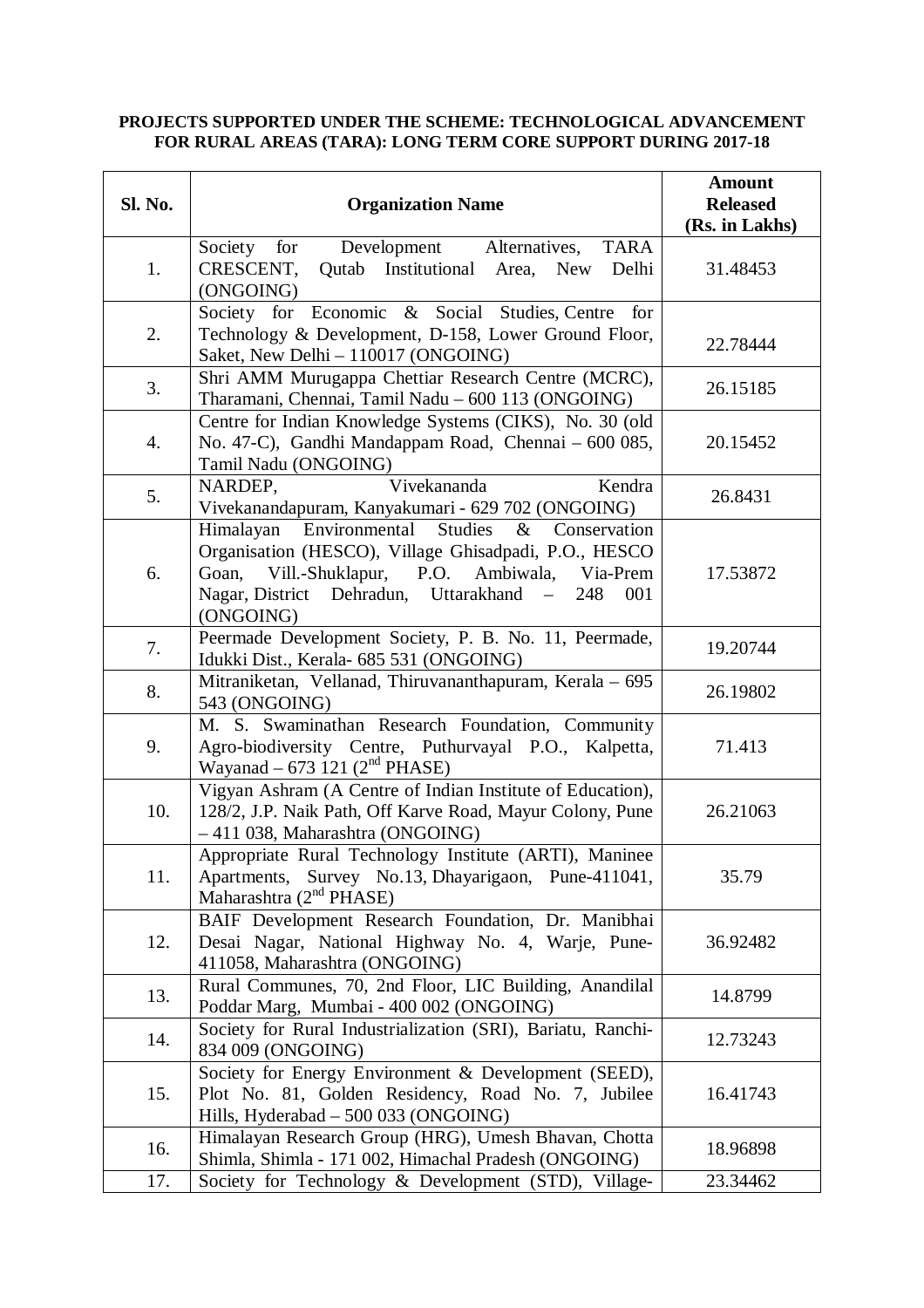**PROJECTS SUPPORTED UNDER THE SCHEME: TECHNOLOGICAL ADVANCEMENT FOR RURAL AREAS (TARA): LONG TERM CORE SUPPORT DURING 2017-18**

| Sl. No. | Organization Name | Amount Released (Rs. in Lakhs) |
|---|---|---|
| 1. | Society for Development Alternatives, TARA CRESCENT, Qutab Institutional Area, New Delhi (ONGOING) | 31.48453 |
| 2. | Society for Economic & Social Studies, Centre for Technology & Development, D-158, Lower Ground Floor, Saket, New Delhi – 110017 (ONGOING) | 22.78444 |
| 3. | Shri AMM Murugappa Chettiar Research Centre (MCRC), Tharamani, Chennai, Tamil Nadu – 600 113 (ONGOING) | 26.15185 |
| 4. | Centre for Indian Knowledge Systems (CIKS), No. 30 (old No. 47-C), Gandhi Mandappam Road, Chennai – 600 085, Tamil Nadu (ONGOING) | 20.15452 |
| 5. | NARDEP, Vivekananda Kendra Vivekanandapuram, Kanyakumari - 629 702 (ONGOING) | 26.8431 |
| 6. | Himalayan Environmental Studies & Conservation Organisation (HESCO), Village Ghisadpadi, P.O., HESCO Goan, Vill.-Shuklapur, P.O. Ambiwala, Via-Prem Nagar, District Dehradun, Uttarakhand – 248 001 (ONGOING) | 17.53872 |
| 7. | Peermade Development Society, P. B. No. 11, Peermade, Idukki Dist., Kerala- 685 531 (ONGOING) | 19.20744 |
| 8. | Mitraniketan, Vellanad, Thiruvananthapuram, Kerala – 695 543 (ONGOING) | 26.19802 |
| 9. | M. S. Swaminathan Research Foundation, Community Agro-biodiversity Centre, Puthurvayal P.O., Kalpetta, Wayanad – 673 121 (2nd PHASE) | 71.413 |
| 10. | Vigyan Ashram (A Centre of Indian Institute of Education), 128/2, J.P. Naik Path, Off Karve Road, Mayur Colony, Pune – 411 038, Maharashtra (ONGOING) | 26.21063 |
| 11. | Appropriate Rural Technology Institute (ARTI), Maninee Apartments, Survey No.13, Dhayarigaon, Pune-411041, Maharashtra (2nd PHASE) | 35.79 |
| 12. | BAIF Development Research Foundation, Dr. Manibhai Desai Nagar, National Highway No. 4, Warje, Pune-411058, Maharashtra (ONGOING) | 36.92482 |
| 13. | Rural Communes, 70, 2nd Floor, LIC Building, Anandilal Poddar Marg, Mumbai - 400 002 (ONGOING) | 14.8799 |
| 14. | Society for Rural Industrialization (SRI), Bariatu, Ranchi-834 009 (ONGOING) | 12.73243 |
| 15. | Society for Energy Environment & Development (SEED), Plot No. 81, Golden Residency, Road No. 7, Jubilee Hills, Hyderabad – 500 033 (ONGOING) | 16.41743 |
| 16. | Himalayan Research Group (HRG), Umesh Bhavan, Chotta Shimla, Shimla - 171 002, Himachal Pradesh (ONGOING) | 18.96898 |
| 17. | Society for Technology & Development (STD), Village- | 23.34462 |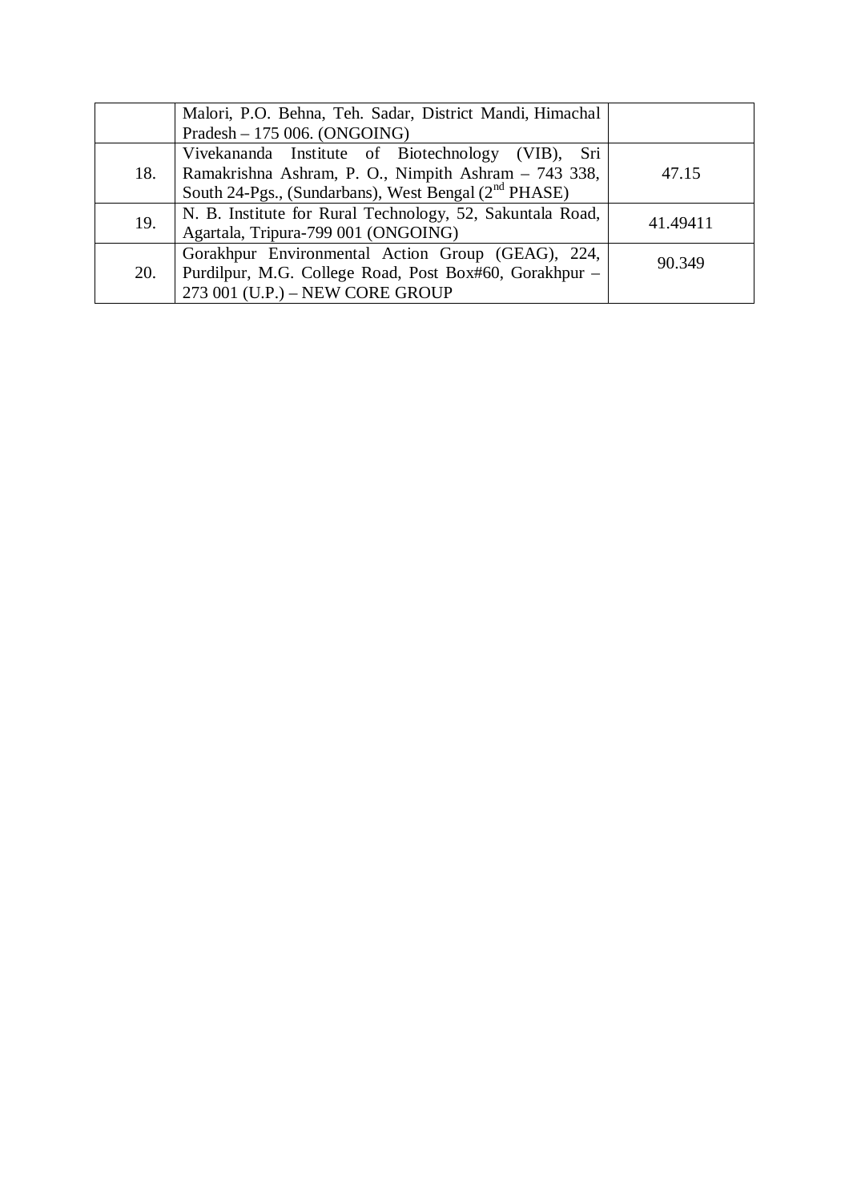| | | |
|---|---|---|
| | Malori, P.O. Behna, Teh. Sadar, District Mandi, Himachal Pradesh – 175 006. (ONGOING) | |
| 18. | Vivekananda Institute of Biotechnology (VIB), Sri Ramakrishna Ashram, P. O., Nimpith Ashram – 743 338, South 24-Pgs., (Sundarbans), West Bengal (2nd PHASE) | 47.15 |
| 19. | N. B. Institute for Rural Technology, 52, Sakuntala Road, Agartala, Tripura-799 001 (ONGOING) | 41.49411 |
| 20. | Gorakhpur Environmental Action Group (GEAG), 224, Purdilpur, M.G. College Road, Post Box#60, Gorakhpur – 273 001 (U.P.) – NEW CORE GROUP | 90.349 |